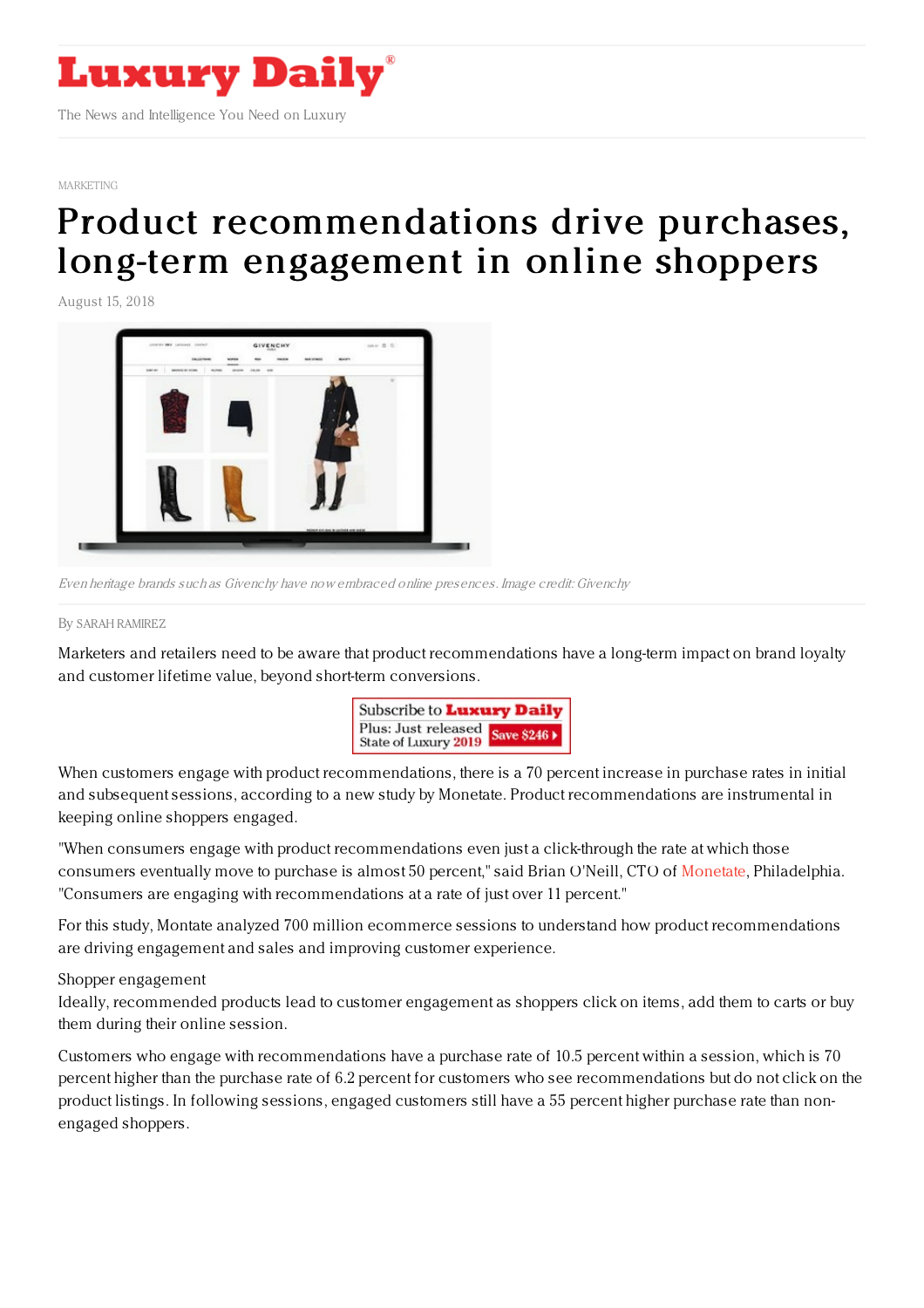# Luxury Daily

The News and Intelligence You Need on Luxury

MARKETING

# Product recommendations drive purchases, long-term engagement in online shoppers

August 15, 2018

*Even heritage brands such as Givenchy have now embraced online presences. Image credit: Givenchy*

By SARAH RAMIREZ

Marketers and retailers need to be aware that product recommendations have a long-term impact on brand loyalty and customer lifetime value, beyond short-term conversions.

When customers engage with product recommendations, there is a 70 percent increase in purchase rates in initial and subsequent sessions, according to a new study by Monetate. Product recommendations are instrumental in keeping online shoppers engaged.

"When consumers engage with product recommendations even just a click-through the rate at which those consumers eventually move to purchase is almost 50 percent," said Brian O'Neill, CTO of Monetate, Philadelphia. "Consumers are engaging with recommendations at a rate of just over 11 percent."

For this study, Montate analyzed 700 million ecommerce sessions to understand how product recommendations are driving engagement and sales and improving customer experience.

Shopper engagement

Ideally, recommended products lead to customer engagement as shoppers click on items, add them to carts or buy them during their online session.

Customers who engage with recommendations have a purchase rate of 10.5 percent within a session, which is 70 percent higher than the purchase rate of 6.2 percent for customers who see recommendations but do not click on the product listings. In following sessions, engaged customers still have a 55 percent higher purchase rate than non-engaged shoppers.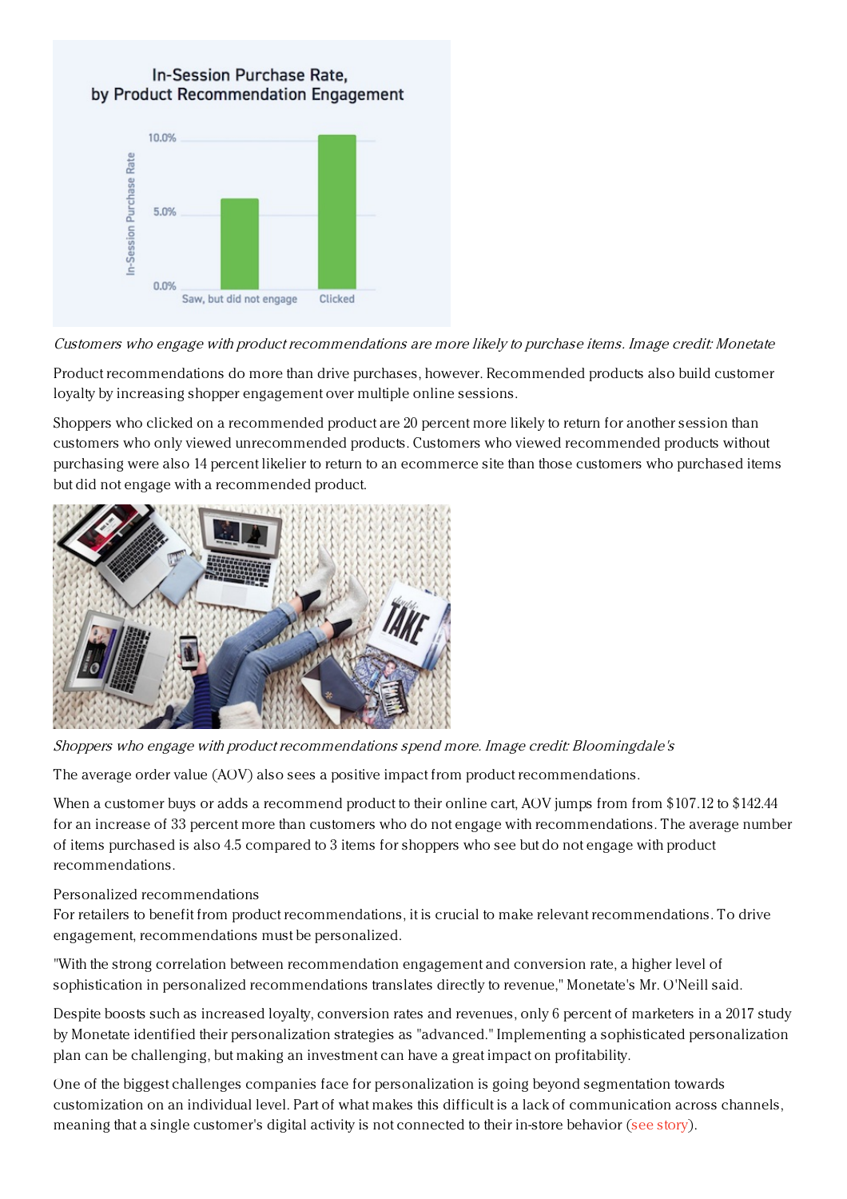*Customers who engage with product recommendations are more likely to purchase items. Image credit: Monetate*

Product recommendations do more than drive purchases, however. Recommended products also build customer loyalty by increasing shopper engagement over multiple online sessions.

Shoppers who clicked on a recommended product are 20 percent more likely to return for another session than customers who only viewed unrecommended products. Customers who viewed recommended products without purchasing were also 14 percent likelier to return to an ecommerce site than those customers who purchased items but did not engage with a recommended product.

*Shoppers who engage with product recommendations spend more. Image credit: Bloomingdale's*

The average order value (AOV) also sees a positive impact from product recommendations.

When a customer buys or adds a recommend product to their online cart, AOV jumps from from $107.12 to $142.44 for an increase of 33 percent more than customers who do not engage with recommendations. The average number of items purchased is also 4.5 compared to 3 items for shoppers who see but do not engage with product recommendations.

Personalized recommendations

For retailers to benefit from product recommendations, it is crucial to make relevant recommendations. To drive engagement, recommendations must be personalized.

"With the strong correlation between recommendation engagement and conversion rate, a higher level of sophistication in personalized recommendations translates directly to revenue," Monetate's Mr. O'Neill said.

Despite boosts such as increased loyalty, conversion rates and revenues, only 6 percent of marketers in a 2017 study by Monetate identified their personalization strategies as "advanced." Implementing a sophisticated personalization plan can be challenging, but making an investment can have a great impact on profitability.

One of the biggest challenges companies face for personalization is going beyond segmentation towards customization on an individual level. Part of what makes this difficult is a lack of communication across channels, meaning that a single customer's digital activity is not connected to their in-store behavior (see story).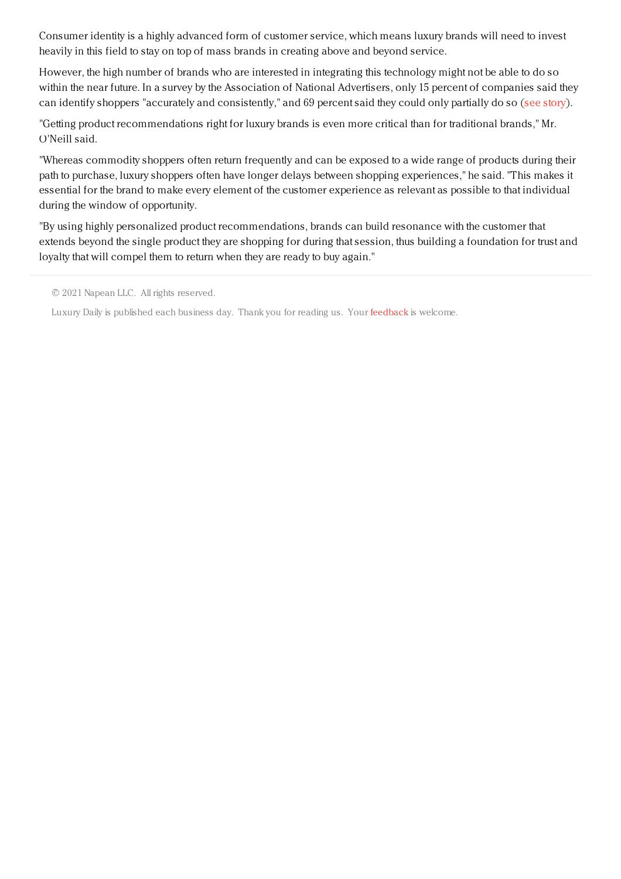Consumer identity is a highly advanced form of customer service, which means luxury brands will need to invest heavily in this field to stay on top of mass brands in creating above and beyond service.

However, the high number of brands who are interested in integrating this technology might not be able to do so within the near future. In a survey by the Association of National Advertisers, only 15 percent of companies said they can identify shoppers "accurately and consistently," and 69 percent said they could only partially do so (see story).

"Getting product recommendations right for luxury brands is even more critical than for traditional brands," Mr. O'Neill said.

"Whereas commodity shoppers often return frequently and can be exposed to a wide range of products during their path to purchase, luxury shoppers often have longer delays between shopping experiences," he said. "This makes it essential for the brand to make every element of the customer experience as relevant as possible to that individual during the window of opportunity.

"By using highly personalized product recommendations, brands can build resonance with the customer that extends beyond the single product they are shopping for during that session, thus building a foundation for trust and loyalty that will compel them to return when they are ready to buy again."

© 2021 Napean LLC. All rights reserved.

Luxury Daily is published each business day. Thank you for reading us. Your feedback is welcome.